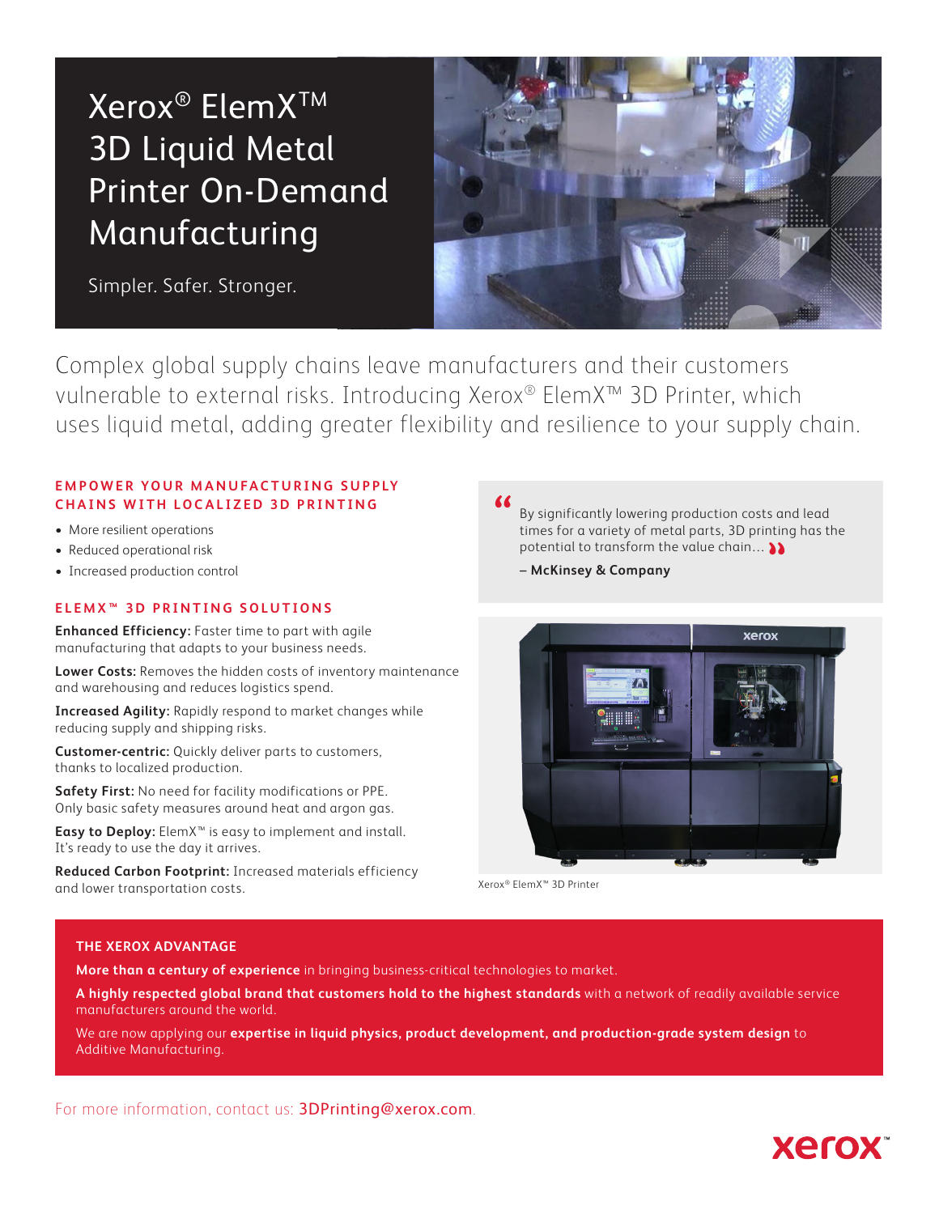# Xerox® ElemX™ 3D Liquid Metal Printer On-Demand Manufacturing

Simpler. Safer. Stronger.

Complex global supply chains leave manufacturers and their customers vulnerable to external risks. Introducing Xerox® ElemX™ 3D Printer, which uses liquid metal, adding greater flexibility and resilience to your supply chain.

## EMPOWER YOUR MANUFACTURING SUPPLY CHAINS WITH LOCALIZED 3D PRINTING

- More resilient operations
- Reduced operational risk
- Increased production control

## ELEMX™ 3D PRINTING SOLUTIONS

**Enhanced Efficiency:** Faster time to part with agile manufacturing that adapts to your business needs.

**Lower Costs:** Removes the hidden costs of inventory maintenance and warehousing and reduces logistics spend.

**Increased Agility:** Rapidly respond to market changes while reducing supply and shipping risks.

**Customer-centric:** Quickly deliver parts to customers, thanks to localized production.

**Safety First:** No need for facility modifications or PPE. Only basic safety measures around heat and argon gas.

**Easy to Deploy:** ElemX™ is easy to implement and install. It's ready to use the day it arrives.

**Reduced Carbon Footprint:** Increased materials efficiency and lower transportation costs.

> "By significantly lowering production costs and lead times for a variety of metal parts, 3D printing has the potential to transform the value chain…"
>
> **– McKinsey & Company**

Xerox® ElemX™ 3D Printer

## THE XEROX ADVANTAGE

**More than a century of experience** in bringing business-critical technologies to market.

**A highly respected global brand that customers hold to the highest standards** with a network of readily available service manufacturers around the world.

We are now applying our **expertise in liquid physics, product development, and production-grade system design** to Additive Manufacturing.

For more information, contact us: 3DPrinting@xerox.com.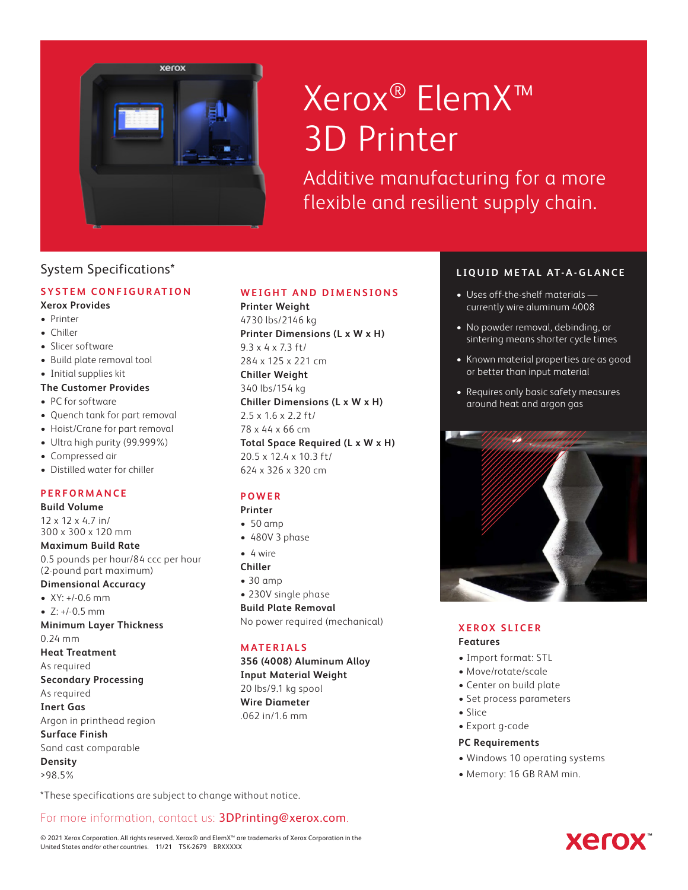# Xerox® ElemX™ 3D Printer

Additive manufacturing for a more flexible and resilient supply chain.

## System Specifications*

### SYSTEM CONFIGURATION

**Xerox Provides**

- Printer
- Chiller
- Slicer software
- Build plate removal tool
- Initial supplies kit

**The Customer Provides**

- PC for software
- Quench tank for part removal
- Hoist/Crane for part removal
- Ultra high purity (99.999%)
- Compressed air
- Distilled water for chiller

### PERFORMANCE

**Build Volume**
12 x 12 x 4.7 in/
300 x 300 x 120 mm

**Maximum Build Rate**
0.5 pounds per hour/84 ccc per hour (2-pound part maximum)

**Dimensional Accuracy**

- XY: +/-0.6 mm
- Z: +/-0.5 mm

**Minimum Layer Thickness**
0.24 mm

**Heat Treatment**
As required

**Secondary Processing**
As required

**Inert Gas**
Argon in printhead region

**Surface Finish**
Sand cast comparable

**Density**
>98.5%

### WEIGHT AND DIMENSIONS

**Printer Weight**
4730 lbs/2146 kg

**Printer Dimensions (L x W x H)**
9.3 x 4 x 7.3 ft/
284 x 125 x 221 cm

**Chiller Weight**
340 lbs/154 kg

**Chiller Dimensions (L x W x H)**
2.5 x 1.6 x 2.2 ft/
78 x 44 x 66 cm

**Total Space Required (L x W x H)**
20.5 x 12.4 x 10.3 ft/
624 x 326 x 320 cm

### POWER

**Printer**

- 50 amp
- 480V 3 phase
- 4 wire

**Chiller**

- 30 amp
- 230V single phase

**Build Plate Removal**
No power required (mechanical)

### MATERIALS

**356 (4008) Aluminum Alloy**

**Input Material Weight**
20 lbs/9.1 kg spool

**Wire Diameter**
.062 in/1.6 mm

### LIQUID METAL AT-A-GLANCE

- Uses off-the-shelf materials — currently wire aluminum 4008
- No powder removal, debinding, or sintering means shorter cycle times
- Known material properties are as good or better than input material
- Requires only basic safety measures around heat and argon gas

### XEROX SLICER

**Features**

- Import format: STL
- Move/rotate/scale
- Center on build plate
- Set process parameters
- Slice
- Export g-code

**PC Requirements**

- Windows 10 operating systems
- Memory: 16 GB RAM min.

*These specifications are subject to change without notice.

For more information, contact us: 3DPrinting@xerox.com.

© 2021 Xerox Corporation. All rights reserved. Xerox® and ElemX™ are trademarks of Xerox Corporation in the United States and/or other countries. 11/21 TSK-2679 BRXXXXX

xerox™